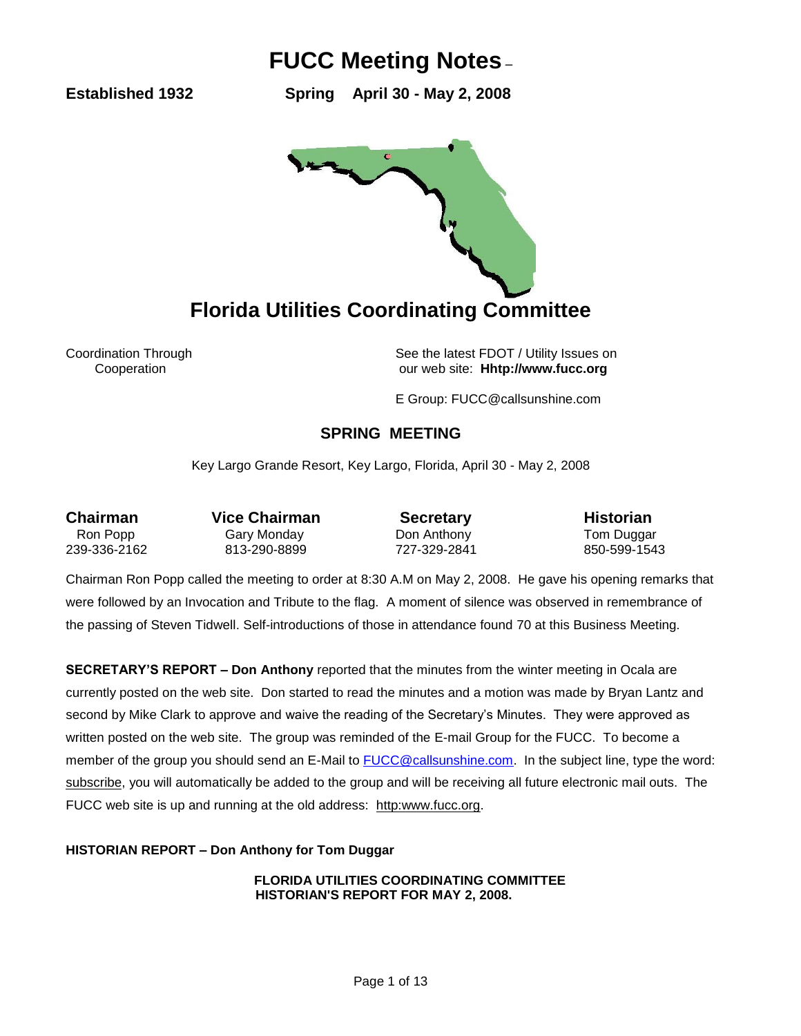# FUCC Meeting Notes –

**Established 1932** **Spring April 30 - May 2, 2008**

## Florida Utilities Coordinating Committee

Coordination Through Cooperation

See the latest FDOT / Utility Issues on our web site: **Hhttp://www.fucc.org**

E Group: FUCC@callsunshine.com

### SPRING MEETING

Key Largo Grande Resort, Key Largo, Florida, April 30 - May 2, 2008

| **Chairman** | **Vice Chairman** | **Secretary** | **Historian** |
|---|---|---|---|
| Ron Popp | Gary Monday | Don Anthony | Tom Duggar |
| 239-336-2162 | 813-290-8899 | 727-329-2841 | 850-599-1543 |

Chairman Ron Popp called the meeting to order at 8:30 A.M on May 2, 2008. He gave his opening remarks that were followed by an Invocation and Tribute to the flag. A moment of silence was observed in remembrance of the passing of Steven Tidwell. Self-introductions of those in attendance found 70 at this Business Meeting.

**SECRETARY'S REPORT – Don Anthony** reported that the minutes from the winter meeting in Ocala are currently posted on the web site. Don started to read the minutes and a motion was made by Bryan Lantz and second by Mike Clark to approve and waive the reading of the Secretary's Minutes. They were approved as written posted on the web site. The group was reminded of the E-mail Group for the FUCC. To become a member of the group you should send an E-Mail to FUCC@callsunshine.com. In the subject line, type the word: subscribe, you will automatically be added to the group and will be receiving all future electronic mail outs. The FUCC web site is up and running at the old address: http:www.fucc.org.

**HISTORIAN REPORT – Don Anthony for Tom Duggar**

**FLORIDA UTILITIES COORDINATING COMMITTEE**
**HISTORIAN'S REPORT FOR MAY 2, 2008.**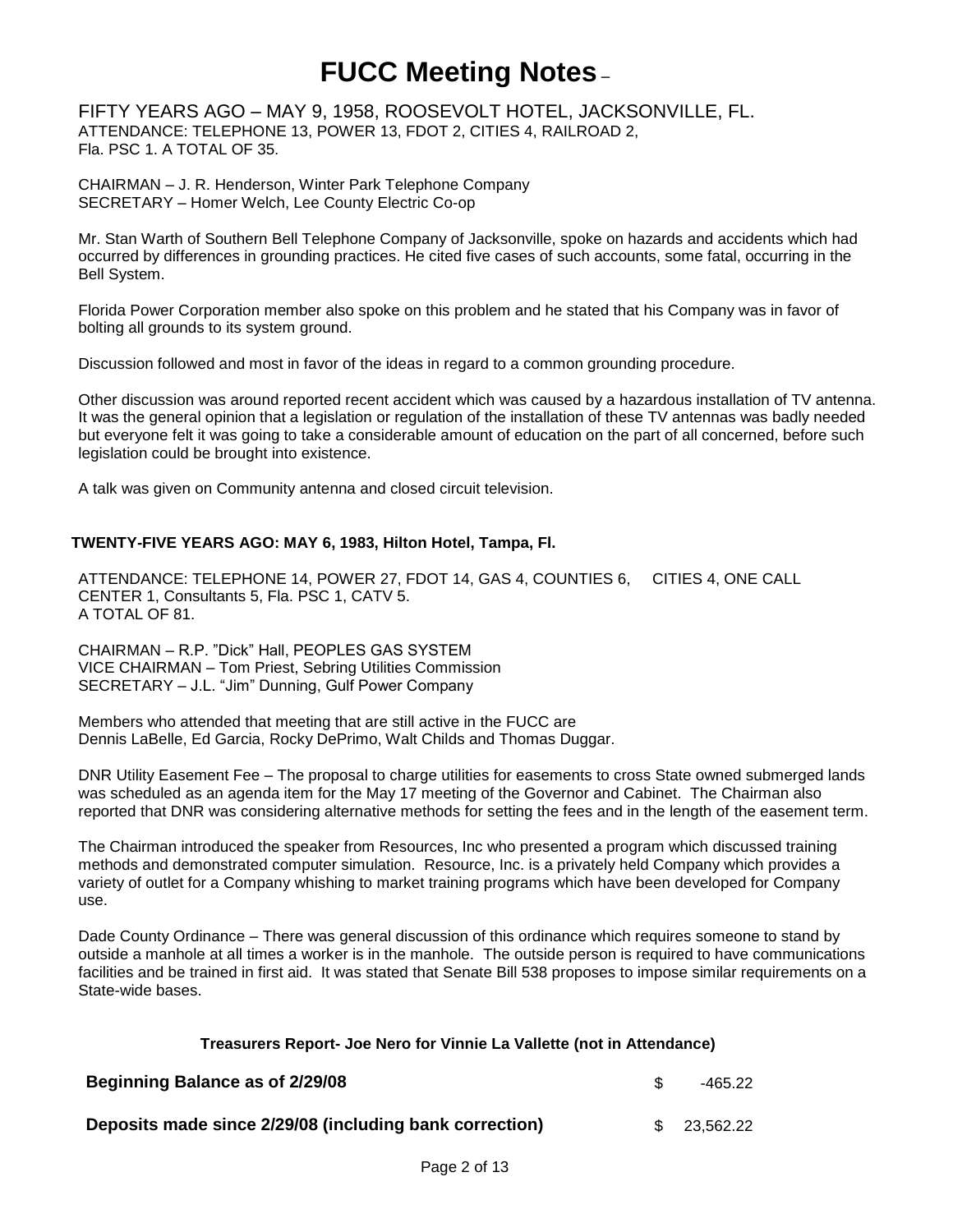# FUCC Meeting Notes –

FIFTY YEARS AGO – MAY 9, 1958, ROOSEVOLT HOTEL, JACKSONVILLE, FL.
ATTENDANCE: TELEPHONE 13, POWER 13, FDOT 2, CITIES 4, RAILROAD 2, Fla. PSC 1. A TOTAL OF 35.

CHAIRMAN – J. R. Henderson, Winter Park Telephone Company
SECRETARY – Homer Welch, Lee County Electric Co-op

Mr. Stan Warth of Southern Bell Telephone Company of Jacksonville, spoke on hazards and accidents which had occurred by differences in grounding practices. He cited five cases of such accounts, some fatal, occurring in the Bell System.

Florida Power Corporation member also spoke on this problem and he stated that his Company was in favor of bolting all grounds to its system ground.

Discussion followed and most in favor of the ideas in regard to a common grounding procedure.

Other discussion was around reported recent accident which was caused by a hazardous installation of TV antenna. It was the general opinion that a legislation or regulation of the installation of these TV antennas was badly needed but everyone felt it was going to take a considerable amount of education on the part of all concerned, before such legislation could be brought into existence.

A talk was given on Community antenna and closed circuit television.

**TWENTY-FIVE YEARS AGO: MAY 6, 1983, Hilton Hotel, Tampa, Fl.**

ATTENDANCE: TELEPHONE 14, POWER 27, FDOT 14, GAS 4, COUNTIES 6, CITIES 4, ONE CALL CENTER 1, Consultants 5, Fla. PSC 1, CATV 5.
A TOTAL OF 81.

CHAIRMAN – R.P. "Dick" Hall, PEOPLES GAS SYSTEM
VICE CHAIRMAN – Tom Priest, Sebring Utilities Commission
SECRETARY – J.L. "Jim" Dunning, Gulf Power Company

Members who attended that meeting that are still active in the FUCC are Dennis LaBelle, Ed Garcia, Rocky DePrimo, Walt Childs and Thomas Duggar.

DNR Utility Easement Fee – The proposal to charge utilities for easements to cross State owned submerged lands was scheduled as an agenda item for the May 17 meeting of the Governor and Cabinet. The Chairman also reported that DNR was considering alternative methods for setting the fees and in the length of the easement term.

The Chairman introduced the speaker from Resources, Inc who presented a program which discussed training methods and demonstrated computer simulation. Resource, Inc. is a privately held Company which provides a variety of outlet for a Company whishing to market training programs which have been developed for Company use.

Dade County Ordinance – There was general discussion of this ordinance which requires someone to stand by outside a manhole at all times a worker is in the manhole. The outside person is required to have communications facilities and be trained in first aid. It was stated that Senate Bill 538 proposes to impose similar requirements on a State-wide bases.

**Treasurers Report- Joe Nero for Vinnie La Vallette (not in Attendance)**

| | |
|---|---|
| **Beginning Balance as of 2/29/08** | $ -465.22 |
| **Deposits made since 2/29/08 (including bank correction)** | $ 23,562.22 |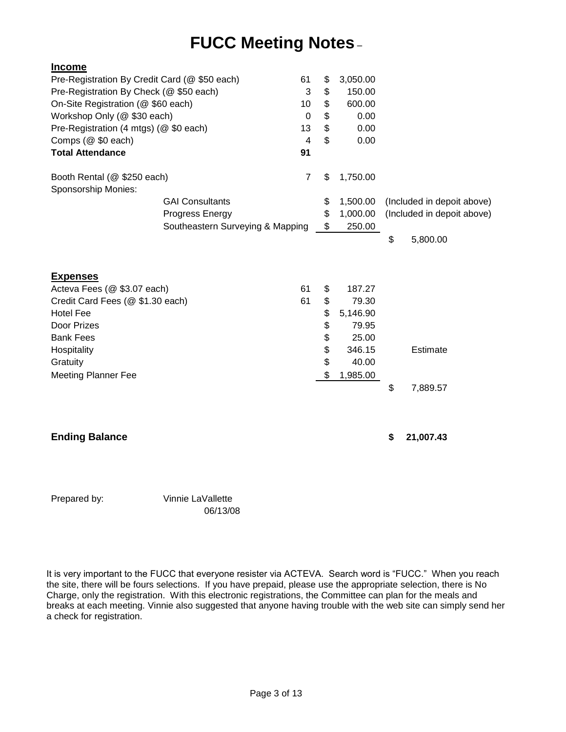# FUCC Meeting Notes –

**Income**

| | | | | |
|---|---|---|---|---|
| Pre-Registration By Credit Card (@ $50 each) | 61 | $ 3,050.00 | | |
| Pre-Registration By Check (@ $50 each) | 3 | $ 150.00 | | |
| On-Site Registration (@ $60 each) | 10 | $ 600.00 | | |
| Workshop Only (@ $30 each) | 0 | $ 0.00 | | |
| Pre-Registration (4 mtgs) (@ $0 each) | 13 | $ 0.00 | | |
| Comps (@ $0 each) | 4 | $ 0.00 | | |
| **Total Attendance** | **91** | | | |
| | | | | |
| Booth Rental (@ $250 each) | 7 | $ 1,750.00 | | |
| Sponsorship Monies: | | | | |
| GAI Consultants | | $ 1,500.00 | (Included in depoit above) | |
| Progress Energy | | $ 1,000.00 | (Included in depoit above) | |
| Southeastern Surveying & Mapping | | $ 250.00 | | |
| | | | | $ 5,800.00 |

**Expenses**

| | | | | |
|---|---|---|---|---|
| Acteva Fees (@ $3.07 each) | 61 | $ 187.27 | | |
| Credit Card Fees (@ $1.30 each) | 61 | $ 79.30 | | |
| Hotel Fee | | $ 5,146.90 | | |
| Door Prizes | | $ 79.95 | | |
| Bank Fees | | $ 25.00 | | |
| Hospitality | | $ 346.15 | Estimate | |
| Gratuity | | $ 40.00 | | |
| Meeting Planner Fee | | $ 1,985.00 | | |
| | | | | $ 7,889.57 |

**Ending Balance** **$ 21,007.43**

Prepared by: Vinnie LaVallette
06/13/08

It is very important to the FUCC that everyone resister via ACTEVA. Search word is "FUCC." When you reach the site, there will be fours selections. If you have prepaid, please use the appropriate selection, there is No Charge, only the registration. With this electronic registrations, the Committee can plan for the meals and breaks at each meeting. Vinnie also suggested that anyone having trouble with the web site can simply send her a check for registration.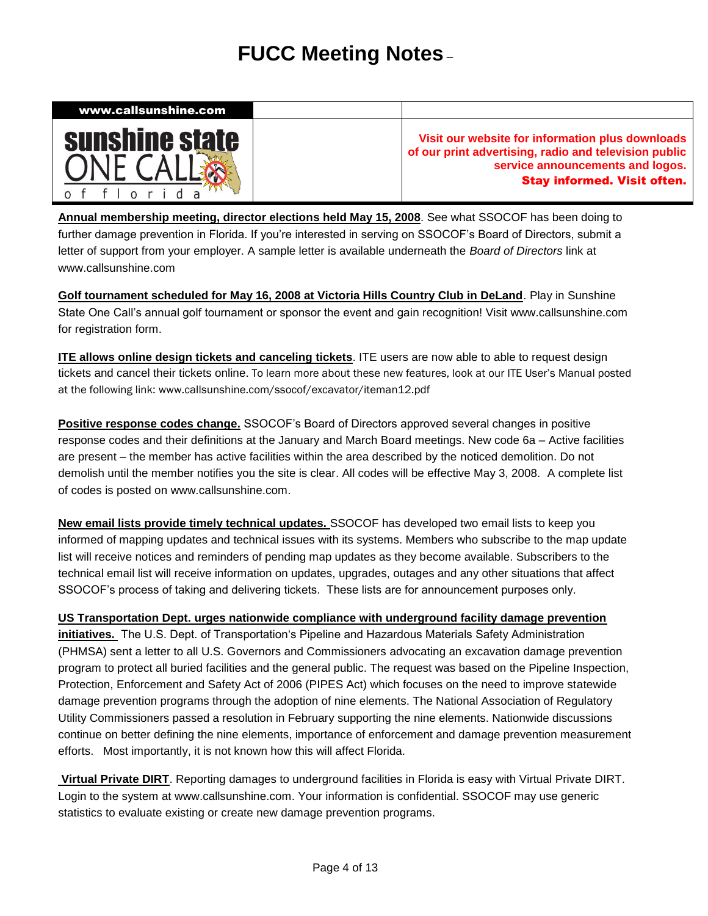# FUCC Meeting Notes –

| www.callsunshine.com | | |
|---|---|---|
| sunshine state ONE CALL of florida | | **Visit our website for information plus downloads of our print advertising, radio and television public service announcements and logos. Stay informed. Visit often.** |

**Annual membership meeting, director elections held May 15, 2008**. See what SSOCOF has been doing to further damage prevention in Florida. If you're interested in serving on SSOCOF's Board of Directors, submit a letter of support from your employer. A sample letter is available underneath the *Board of Directors* link at www.callsunshine.com

**Golf tournament scheduled for May 16, 2008 at Victoria Hills Country Club in DeLand**. Play in Sunshine State One Call's annual golf tournament or sponsor the event and gain recognition! Visit www.callsunshine.com for registration form.

**ITE allows online design tickets and canceling tickets**. ITE users are now able to able to request design tickets and cancel their tickets online. To learn more about these new features, look at our ITE User's Manual posted at the following link: www.callsunshine.com/ssocof/excavator/iteman12.pdf

**Positive response codes change.** SSOCOF's Board of Directors approved several changes in positive response codes and their definitions at the January and March Board meetings. New code 6a – Active facilities are present – the member has active facilities within the area described by the noticed demolition. Do not demolish until the member notifies you the site is clear. All codes will be effective May 3, 2008. A complete list of codes is posted on www.callsunshine.com.

**New email lists provide timely technical updates.** SSOCOF has developed two email lists to keep you informed of mapping updates and technical issues with its systems. Members who subscribe to the map update list will receive notices and reminders of pending map updates as they become available. Subscribers to the technical email list will receive information on updates, upgrades, outages and any other situations that affect SSOCOF's process of taking and delivering tickets. These lists are for announcement purposes only.

**US Transportation Dept. urges nationwide compliance with underground facility damage prevention initiatives.** The U.S. Dept. of Transportation's Pipeline and Hazardous Materials Safety Administration (PHMSA) sent a letter to all U.S. Governors and Commissioners advocating an excavation damage prevention program to protect all buried facilities and the general public. The request was based on the Pipeline Inspection, Protection, Enforcement and Safety Act of 2006 (PIPES Act) which focuses on the need to improve statewide damage prevention programs through the adoption of nine elements. The National Association of Regulatory Utility Commissioners passed a resolution in February supporting the nine elements. Nationwide discussions continue on better defining the nine elements, importance of enforcement and damage prevention measurement efforts. Most importantly, it is not known how this will affect Florida.

**Virtual Private DIRT**. Reporting damages to underground facilities in Florida is easy with Virtual Private DIRT. Login to the system at www.callsunshine.com. Your information is confidential. SSOCOF may use generic statistics to evaluate existing or create new damage prevention programs.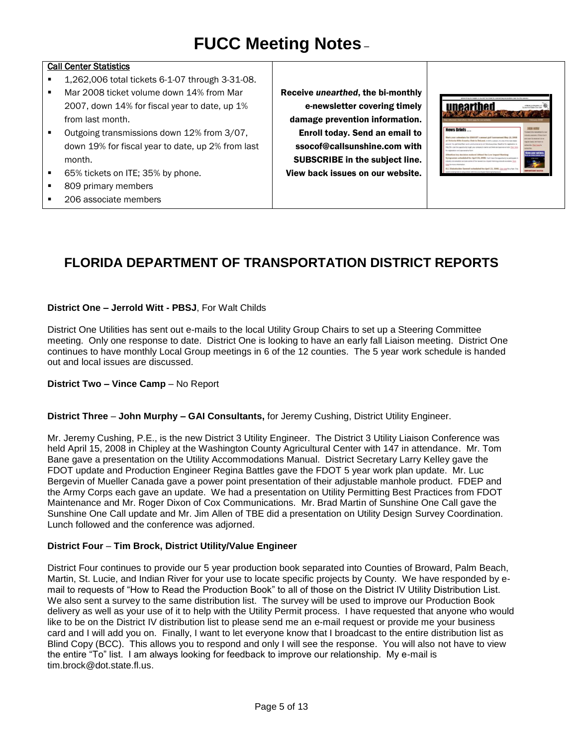# FUCC Meeting Notes –

**Call Center Statistics**

- 1,262,006 total tickets 6-1-07 through 3-31-08.
- Mar 2008 ticket volume down 14% from Mar 2007, down 14% for fiscal year to date, up 1% from last month.
- Outgoing transmissions down 12% from 3/07, down 19% for fiscal year to date, up 2% from last month.
- 65% tickets on ITE; 35% by phone.
- 809 primary members
- 206 associate members

**Receive *unearthed*, the bi-monthly e-newsletter covering timely damage prevention information. Enroll today. Send an email to ssocof@callsunshine.com with SUBSCRIBE in the subject line. View back issues on our website.**

## FLORIDA DEPARTMENT OF TRANSPORTATION DISTRICT REPORTS

**District One – Jerrold Witt - PBSJ**, For Walt Childs

District One Utilities has sent out e-mails to the local Utility Group Chairs to set up a Steering Committee meeting. Only one response to date. District One is looking to have an early fall Liaison meeting. District One continues to have monthly Local Group meetings in 6 of the 12 counties. The 5 year work schedule is handed out and local issues are discussed.

**District Two – Vince Camp** – No Report

**District Three** – **John Murphy – GAI Consultants,** for Jeremy Cushing, District Utility Engineer.

Mr. Jeremy Cushing, P.E., is the new District 3 Utility Engineer. The District 3 Utility Liaison Conference was held April 15, 2008 in Chipley at the Washington County Agricultural Center with 147 in attendance. Mr. Tom Bane gave a presentation on the Utility Accommodations Manual. District Secretary Larry Kelley gave the FDOT update and Production Engineer Regina Battles gave the FDOT 5 year work plan update. Mr. Luc Bergevin of Mueller Canada gave a power point presentation of their adjustable manhole product. FDEP and the Army Corps each gave an update. We had a presentation on Utility Permitting Best Practices from FDOT Maintenance and Mr. Roger Dixon of Cox Communications. Mr. Brad Martin of Sunshine One Call gave the Sunshine One Call update and Mr. Jim Allen of TBE did a presentation on Utility Design Survey Coordination. Lunch followed and the conference was adjorned.

**District Four** – **Tim Brock, District Utility/Value Engineer**

District Four continues to provide our 5 year production book separated into Counties of Broward, Palm Beach, Martin, St. Lucie, and Indian River for your use to locate specific projects by County. We have responded by e-mail to requests of "How to Read the Production Book" to all of those on the District IV Utility Distribution List. We also sent a survey to the same distribution list. The survey will be used to improve our Production Book delivery as well as your use of it to help with the Utility Permit process. I have requested that anyone who would like to be on the District IV distribution list to please send me an e-mail request or provide me your business card and I will add you on. Finally, I want to let everyone know that I broadcast to the entire distribution list as Blind Copy (BCC). This allows you to respond and only I will see the response. You will also not have to view the entire "To" list. I am always looking for feedback to improve our relationship. My e-mail is tim.brock@dot.state.fl.us.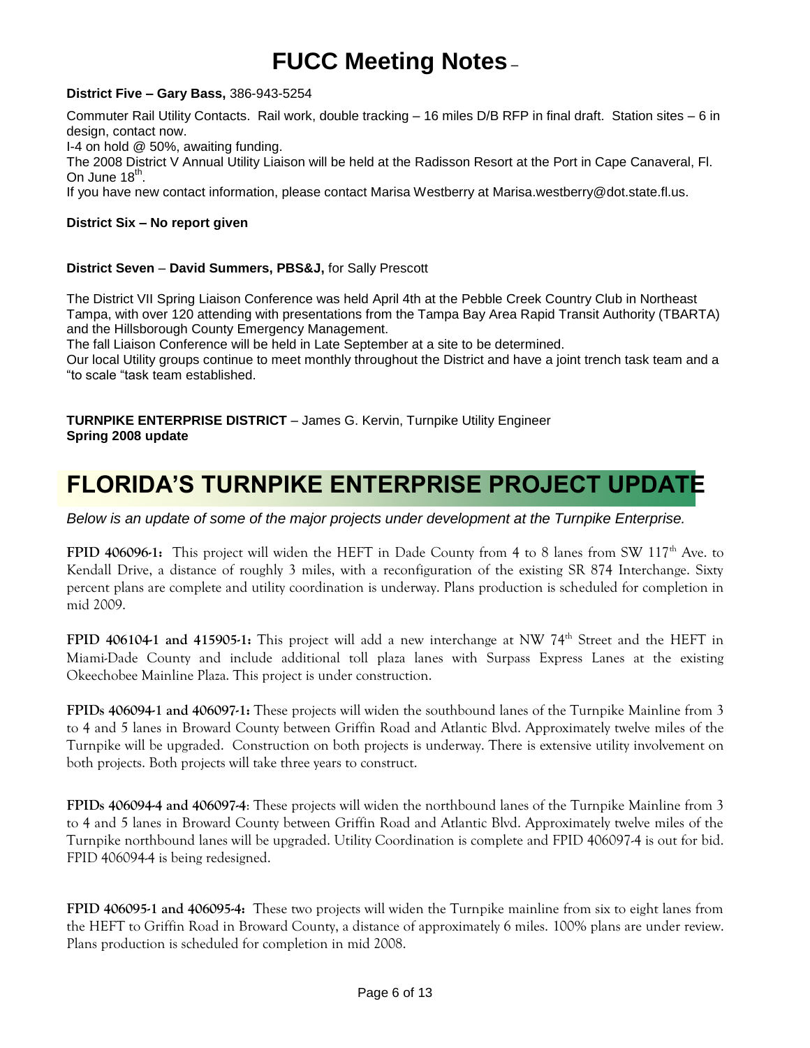# FUCC Meeting Notes –

**District Five – Gary Bass,** 386-943-5254

Commuter Rail Utility Contacts. Rail work, double tracking – 16 miles D/B RFP in final draft. Station sites – 6 in design, contact now.
I-4 on hold @ 50%, awaiting funding.
The 2008 District V Annual Utility Liaison will be held at the Radisson Resort at the Port in Cape Canaveral, Fl. On June 18th.
If you have new contact information, please contact Marisa Westberry at Marisa.westberry@dot.state.fl.us.

**District Six – No report given**

**District Seven** – **David Summers, PBS&J,** for Sally Prescott

The District VII Spring Liaison Conference was held April 4th at the Pebble Creek Country Club in Northeast Tampa, with over 120 attending with presentations from the Tampa Bay Area Rapid Transit Authority (TBARTA) and the Hillsborough County Emergency Management.
The fall Liaison Conference will be held in Late September at a site to be determined.
Our local Utility groups continue to meet monthly throughout the District and have a joint trench task team and a "to scale "task team established.

**TURNPIKE ENTERPRISE DISTRICT** – James G. Kervin, Turnpike Utility Engineer
**Spring 2008 update**

## FLORIDA'S TURNPIKE ENTERPRISE PROJECT UPDATE

*Below is an update of some of the major projects under development at the Turnpike Enterprise.*

**FPID 406096-1:** This project will widen the HEFT in Dade County from 4 to 8 lanes from SW 117th Ave. to Kendall Drive, a distance of roughly 3 miles, with a reconfiguration of the existing SR 874 Interchange. Sixty percent plans are complete and utility coordination is underway. Plans production is scheduled for completion in mid 2009.

**FPID 406104-1 and 415905-1:** This project will add a new interchange at NW 74th Street and the HEFT in Miami-Dade County and include additional toll plaza lanes with Surpass Express Lanes at the existing Okeechobee Mainline Plaza. This project is under construction.

**FPIDs 406094-1 and 406097-1:** These projects will widen the southbound lanes of the Turnpike Mainline from 3 to 4 and 5 lanes in Broward County between Griffin Road and Atlantic Blvd. Approximately twelve miles of the Turnpike will be upgraded. Construction on both projects is underway. There is extensive utility involvement on both projects. Both projects will take three years to construct.

**FPIDs 406094-4 and 406097-4**: These projects will widen the northbound lanes of the Turnpike Mainline from 3 to 4 and 5 lanes in Broward County between Griffin Road and Atlantic Blvd. Approximately twelve miles of the Turnpike northbound lanes will be upgraded. Utility Coordination is complete and FPID 406097-4 is out for bid. FPID 406094-4 is being redesigned.

**FPID 406095-1 and 406095-4:** These two projects will widen the Turnpike mainline from six to eight lanes from the HEFT to Griffin Road in Broward County, a distance of approximately 6 miles. 100% plans are under review. Plans production is scheduled for completion in mid 2008.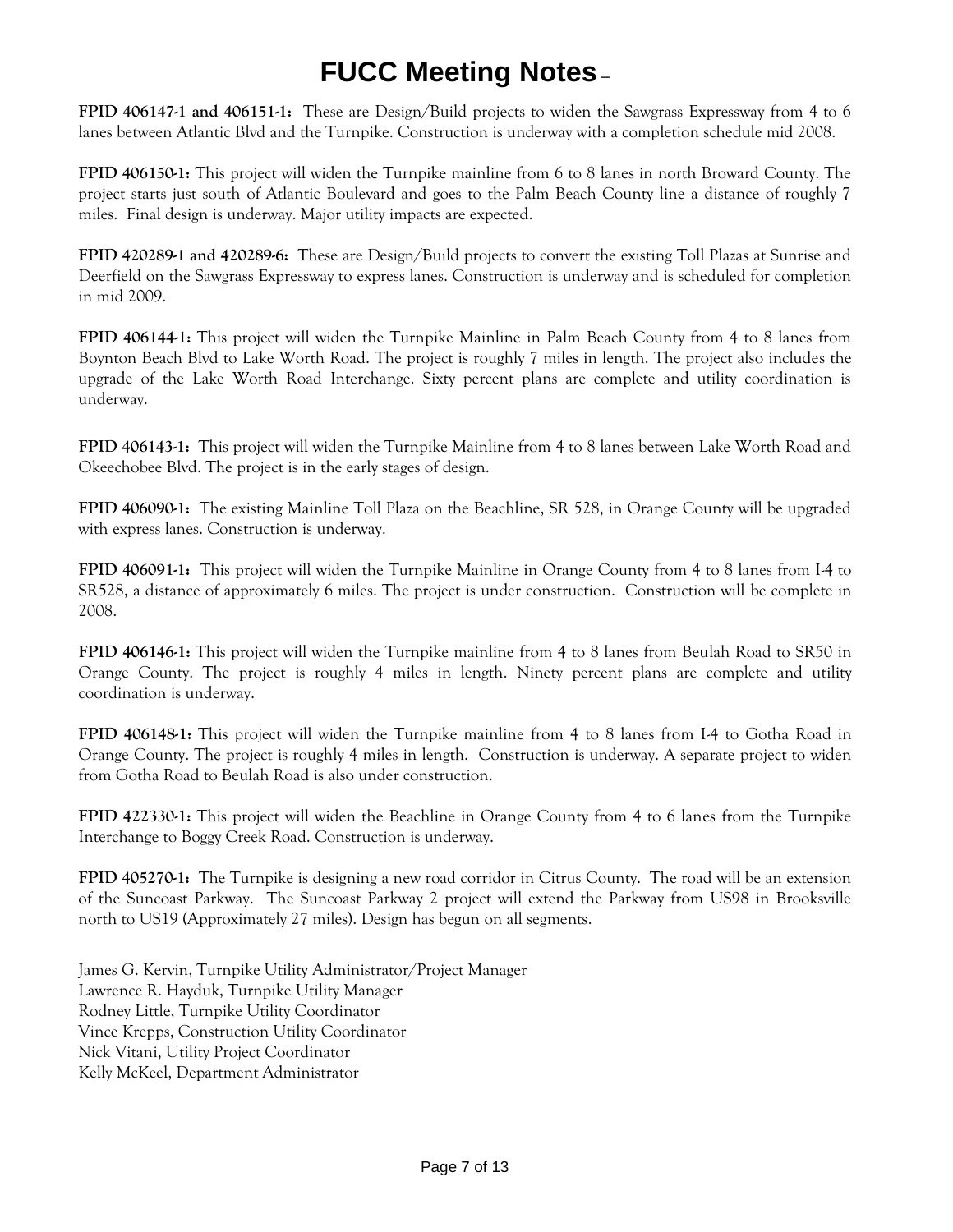**FPID 406147-1 and 406151-1:** These are Design/Build projects to widen the Sawgrass Expressway from 4 to 6 lanes between Atlantic Blvd and the Turnpike. Construction is underway with a completion schedule mid 2008.

**FPID 406150-1:** This project will widen the Turnpike mainline from 6 to 8 lanes in north Broward County. The project starts just south of Atlantic Boulevard and goes to the Palm Beach County line a distance of roughly 7 miles. Final design is underway. Major utility impacts are expected.

**FPID 420289-1 and 420289-6:** These are Design/Build projects to convert the existing Toll Plazas at Sunrise and Deerfield on the Sawgrass Expressway to express lanes. Construction is underway and is scheduled for completion in mid 2009.

**FPID 406144-1:** This project will widen the Turnpike Mainline in Palm Beach County from 4 to 8 lanes from Boynton Beach Blvd to Lake Worth Road. The project is roughly 7 miles in length. The project also includes the upgrade of the Lake Worth Road Interchange. Sixty percent plans are complete and utility coordination is underway.

**FPID 406143-1:** This project will widen the Turnpike Mainline from 4 to 8 lanes between Lake Worth Road and Okeechobee Blvd. The project is in the early stages of design.

**FPID 406090-1:** The existing Mainline Toll Plaza on the Beachline, SR 528, in Orange County will be upgraded with express lanes. Construction is underway.

**FPID 406091-1:** This project will widen the Turnpike Mainline in Orange County from 4 to 8 lanes from I-4 to SR528, a distance of approximately 6 miles. The project is under construction. Construction will be complete in 2008.

**FPID 406146-1:** This project will widen the Turnpike mainline from 4 to 8 lanes from Beulah Road to SR50 in Orange County. The project is roughly 4 miles in length. Ninety percent plans are complete and utility coordination is underway.

**FPID 406148-1:** This project will widen the Turnpike mainline from 4 to 8 lanes from I-4 to Gotha Road in Orange County. The project is roughly 4 miles in length. Construction is underway. A separate project to widen from Gotha Road to Beulah Road is also under construction.

**FPID 422330-1:** This project will widen the Beachline in Orange County from 4 to 6 lanes from the Turnpike Interchange to Boggy Creek Road. Construction is underway.

**FPID 405270-1:** The Turnpike is designing a new road corridor in Citrus County. The road will be an extension of the Suncoast Parkway. The Suncoast Parkway 2 project will extend the Parkway from US98 in Brooksville north to US19 (Approximately 27 miles). Design has begun on all segments.

James G. Kervin, Turnpike Utility Administrator/Project Manager
Lawrence R. Hayduk, Turnpike Utility Manager
Rodney Little, Turnpike Utility Coordinator
Vince Krepps, Construction Utility Coordinator
Nick Vitani, Utility Project Coordinator
Kelly McKeel, Department Administrator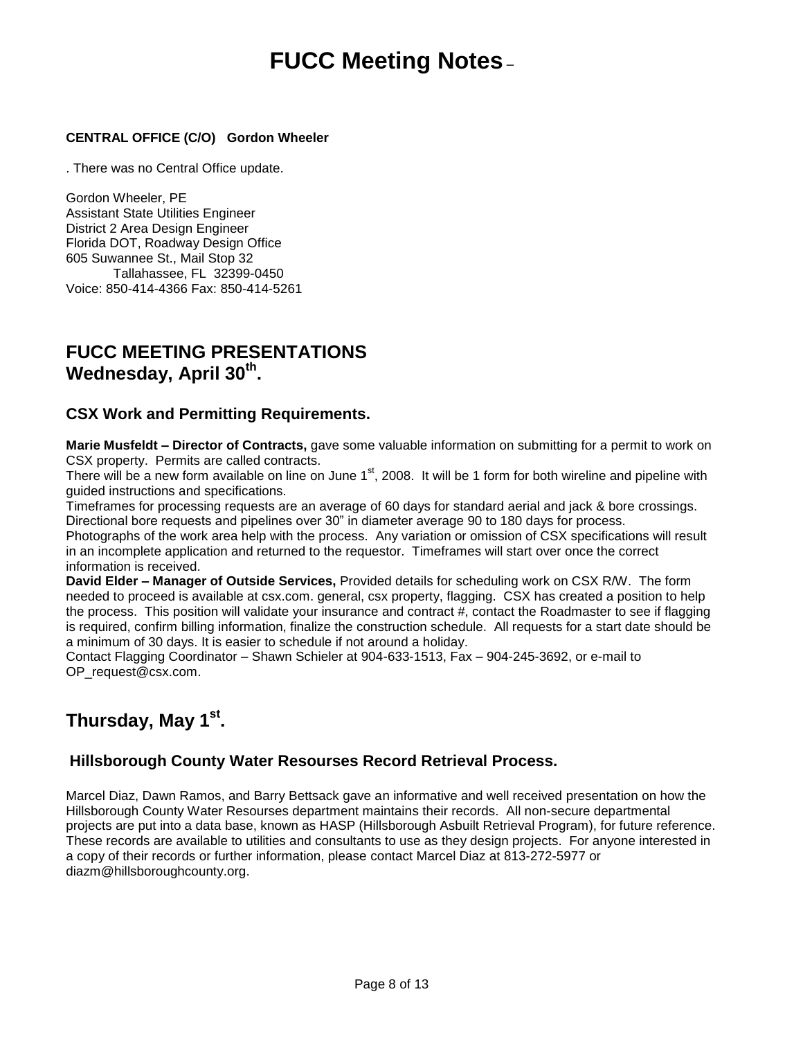# FUCC Meeting Notes –

**CENTRAL OFFICE (C/O) Gordon Wheeler**

. There was no Central Office update.

Gordon Wheeler, PE
Assistant State Utilities Engineer
District 2 Area Design Engineer
Florida DOT, Roadway Design Office
605 Suwannee St., Mail Stop 32
Tallahassee, FL 32399-0450
Voice: 850-414-4366 Fax: 850-414-5261

## FUCC MEETING PRESENTATIONS
## Wednesday, April 30th.

### CSX Work and Permitting Requirements.

**Marie Musfeldt – Director of Contracts,** gave some valuable information on submitting for a permit to work on CSX property. Permits are called contracts.
There will be a new form available on line on June 1st, 2008. It will be 1 form for both wireline and pipeline with guided instructions and specifications.
Timeframes for processing requests are an average of 60 days for standard aerial and jack & bore crossings. Directional bore requests and pipelines over 30" in diameter average 90 to 180 days for process.
Photographs of the work area help with the process. Any variation or omission of CSX specifications will result in an incomplete application and returned to the requestor. Timeframes will start over once the correct information is received.
**David Elder – Manager of Outside Services,** Provided details for scheduling work on CSX R/W. The form needed to proceed is available at csx.com. general, csx property, flagging. CSX has created a position to help the process. This position will validate your insurance and contract #, contact the Roadmaster to see if flagging is required, confirm billing information, finalize the construction schedule. All requests for a start date should be a minimum of 30 days. It is easier to schedule if not around a holiday.
Contact Flagging Coordinator – Shawn Schieler at 904-633-1513, Fax – 904-245-3692, or e-mail to OP_request@csx.com.

## Thursday, May 1st.

### Hillsborough County Water Resourses Record Retrieval Process.

Marcel Diaz, Dawn Ramos, and Barry Bettsack gave an informative and well received presentation on how the Hillsborough County Water Resourses department maintains their records. All non-secure departmental projects are put into a data base, known as HASP (Hillsborough Asbuilt Retrieval Program), for future reference. These records are available to utilities and consultants to use as they design projects. For anyone interested in a copy of their records or further information, please contact Marcel Diaz at 813-272-5977 or diazm@hillsboroughcounty.org.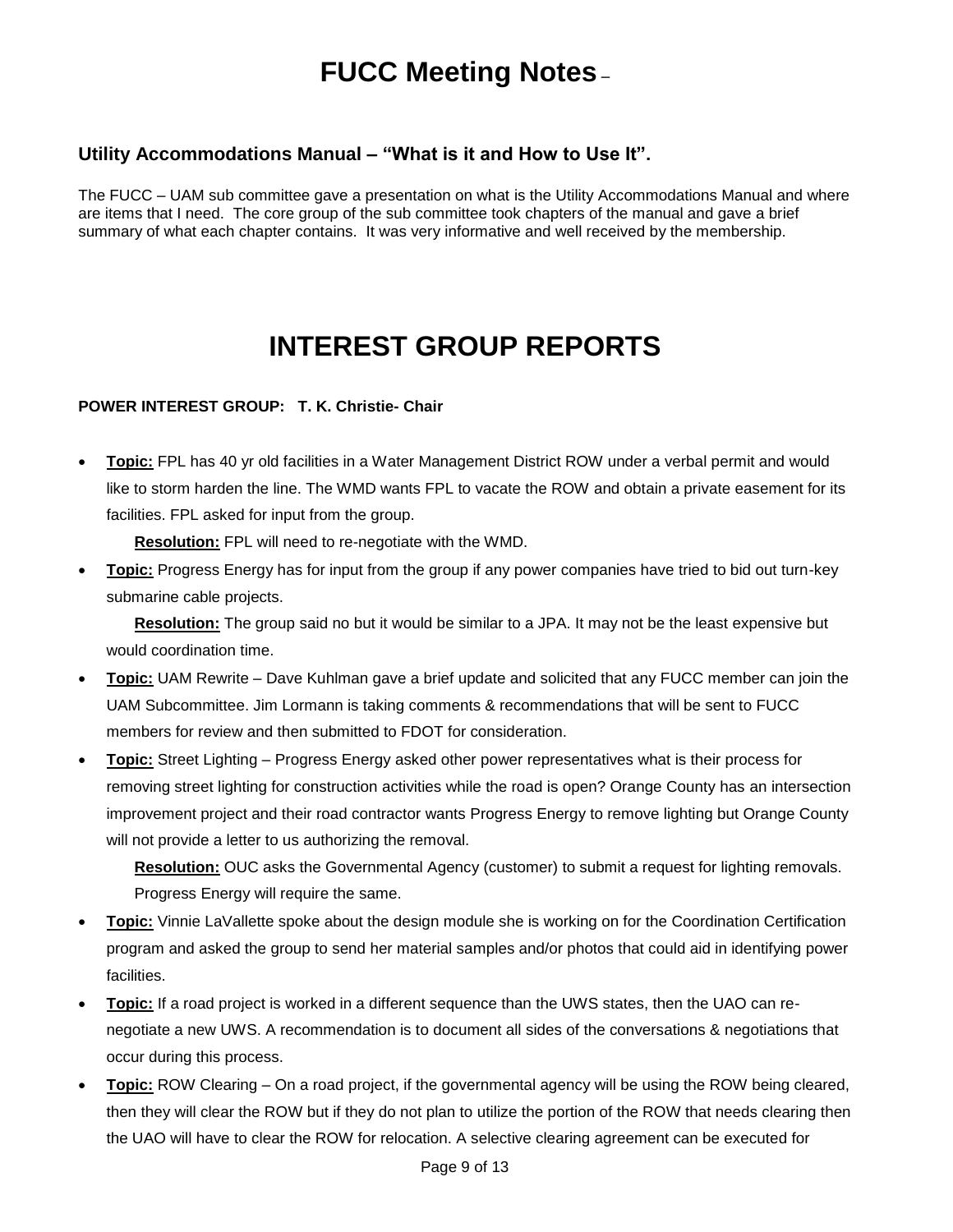# FUCC Meeting Notes –

### Utility Accommodations Manual – "What is it and How to Use It".

The FUCC – UAM sub committee gave a presentation on what is the Utility Accommodations Manual and where are items that I need. The core group of the sub committee took chapters of the manual and gave a brief summary of what each chapter contains. It was very informative and well received by the membership.

# INTEREST GROUP REPORTS

**POWER INTEREST GROUP: T. K. Christie- Chair**

- **Topic:** FPL has 40 yr old facilities in a Water Management District ROW under a verbal permit and would like to storm harden the line. The WMD wants FPL to vacate the ROW and obtain a private easement for its facilities. FPL asked for input from the group.

  **Resolution:** FPL will need to re-negotiate with the WMD.
- **Topic:** Progress Energy has for input from the group if any power companies have tried to bid out turn-key submarine cable projects.

  **Resolution:** The group said no but it would be similar to a JPA. It may not be the least expensive but would coordination time.
- **Topic:** UAM Rewrite – Dave Kuhlman gave a brief update and solicited that any FUCC member can join the UAM Subcommittee. Jim Lormann is taking comments & recommendations that will be sent to FUCC members for review and then submitted to FDOT for consideration.
- **Topic:** Street Lighting – Progress Energy asked other power representatives what is their process for removing street lighting for construction activities while the road is open? Orange County has an intersection improvement project and their road contractor wants Progress Energy to remove lighting but Orange County will not provide a letter to us authorizing the removal.

  **Resolution:** OUC asks the Governmental Agency (customer) to submit a request for lighting removals. Progress Energy will require the same.
- **Topic:** Vinnie LaVallette spoke about the design module she is working on for the Coordination Certification program and asked the group to send her material samples and/or photos that could aid in identifying power facilities.
- **Topic:** If a road project is worked in a different sequence than the UWS states, then the UAO can re-negotiate a new UWS. A recommendation is to document all sides of the conversations & negotiations that occur during this process.
- **Topic:** ROW Clearing – On a road project, if the governmental agency will be using the ROW being cleared, then they will clear the ROW but if they do not plan to utilize the portion of the ROW that needs clearing then the UAO will have to clear the ROW for relocation. A selective clearing agreement can be executed for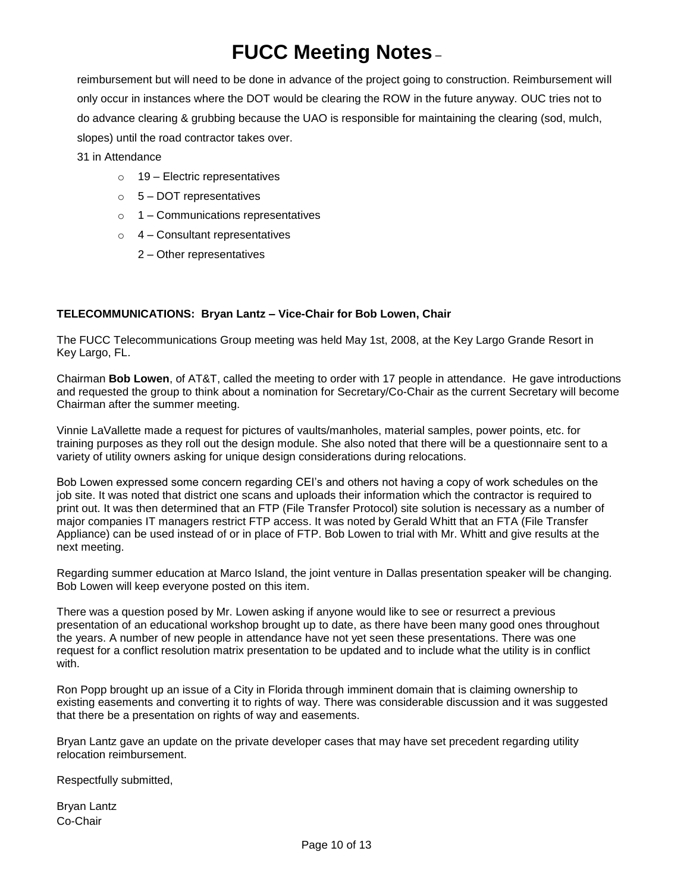reimbursement but will need to be done in advance of the project going to construction. Reimbursement will only occur in instances where the DOT would be clearing the ROW in the future anyway. OUC tries not to do advance clearing & grubbing because the UAO is responsible for maintaining the clearing (sod, mulch, slopes) until the road contractor takes over.

31 in Attendance

- 19 – Electric representatives
- 5 – DOT representatives
- 1 – Communications representatives
- 4 – Consultant representatives
- 2 – Other representatives

**TELECOMMUNICATIONS: Bryan Lantz – Vice-Chair for Bob Lowen, Chair**

The FUCC Telecommunications Group meeting was held May 1st, 2008, at the Key Largo Grande Resort in Key Largo, FL.

Chairman **Bob Lowen**, of AT&T, called the meeting to order with 17 people in attendance. He gave introductions and requested the group to think about a nomination for Secretary/Co-Chair as the current Secretary will become Chairman after the summer meeting.

Vinnie LaVallette made a request for pictures of vaults/manholes, material samples, power points, etc. for training purposes as they roll out the design module. She also noted that there will be a questionnaire sent to a variety of utility owners asking for unique design considerations during relocations.

Bob Lowen expressed some concern regarding CEI's and others not having a copy of work schedules on the job site. It was noted that district one scans and uploads their information which the contractor is required to print out. It was then determined that an FTP (File Transfer Protocol) site solution is necessary as a number of major companies IT managers restrict FTP access. It was noted by Gerald Whitt that an FTA (File Transfer Appliance) can be used instead of or in place of FTP. Bob Lowen to trial with Mr. Whitt and give results at the next meeting.

Regarding summer education at Marco Island, the joint venture in Dallas presentation speaker will be changing. Bob Lowen will keep everyone posted on this item.

There was a question posed by Mr. Lowen asking if anyone would like to see or resurrect a previous presentation of an educational workshop brought up to date, as there have been many good ones throughout the years. A number of new people in attendance have not yet seen these presentations. There was one request for a conflict resolution matrix presentation to be updated and to include what the utility is in conflict with.

Ron Popp brought up an issue of a City in Florida through imminent domain that is claiming ownership to existing easements and converting it to rights of way. There was considerable discussion and it was suggested that there be a presentation on rights of way and easements.

Bryan Lantz gave an update on the private developer cases that may have set precedent regarding utility relocation reimbursement.

Respectfully submitted,

Bryan Lantz
Co-Chair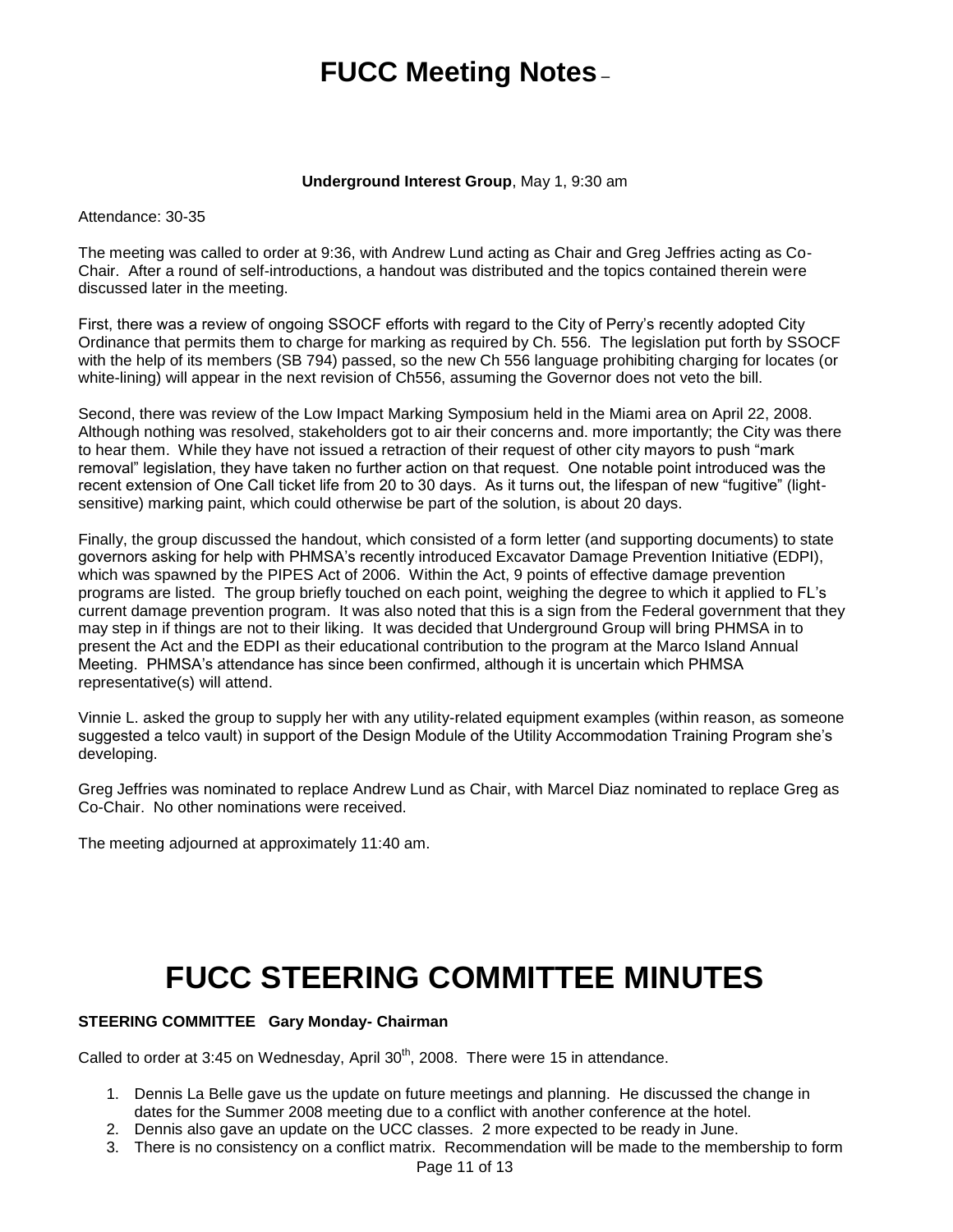# FUCC Meeting Notes –

**Underground Interest Group**, May 1, 9:30 am

Attendance: 30-35

The meeting was called to order at 9:36, with Andrew Lund acting as Chair and Greg Jeffries acting as Co-Chair. After a round of self-introductions, a handout was distributed and the topics contained therein were discussed later in the meeting.

First, there was a review of ongoing SSOCF efforts with regard to the City of Perry's recently adopted City Ordinance that permits them to charge for marking as required by Ch. 556. The legislation put forth by SSOCF with the help of its members (SB 794) passed, so the new Ch 556 language prohibiting charging for locates (or white-lining) will appear in the next revision of Ch556, assuming the Governor does not veto the bill.

Second, there was review of the Low Impact Marking Symposium held in the Miami area on April 22, 2008. Although nothing was resolved, stakeholders got to air their concerns and. more importantly; the City was there to hear them. While they have not issued a retraction of their request of other city mayors to push "mark removal" legislation, they have taken no further action on that request. One notable point introduced was the recent extension of One Call ticket life from 20 to 30 days. As it turns out, the lifespan of new "fugitive" (light-sensitive) marking paint, which could otherwise be part of the solution, is about 20 days.

Finally, the group discussed the handout, which consisted of a form letter (and supporting documents) to state governors asking for help with PHMSA's recently introduced Excavator Damage Prevention Initiative (EDPI), which was spawned by the PIPES Act of 2006. Within the Act, 9 points of effective damage prevention programs are listed. The group briefly touched on each point, weighing the degree to which it applied to FL's current damage prevention program. It was also noted that this is a sign from the Federal government that they may step in if things are not to their liking. It was decided that Underground Group will bring PHMSA in to present the Act and the EDPI as their educational contribution to the program at the Marco Island Annual Meeting. PHMSA's attendance has since been confirmed, although it is uncertain which PHMSA representative(s) will attend.

Vinnie L. asked the group to supply her with any utility-related equipment examples (within reason, as someone suggested a telco vault) in support of the Design Module of the Utility Accommodation Training Program she's developing.

Greg Jeffries was nominated to replace Andrew Lund as Chair, with Marcel Diaz nominated to replace Greg as Co-Chair. No other nominations were received.

The meeting adjourned at approximately 11:40 am.

# FUCC STEERING COMMITTEE MINUTES

**STEERING COMMITTEE Gary Monday- Chairman**

Called to order at 3:45 on Wednesday, April 30th, 2008. There were 15 in attendance.

1. Dennis La Belle gave us the update on future meetings and planning. He discussed the change in dates for the Summer 2008 meeting due to a conflict with another conference at the hotel.
2. Dennis also gave an update on the UCC classes. 2 more expected to be ready in June.
3. There is no consistency on a conflict matrix. Recommendation will be made to the membership to form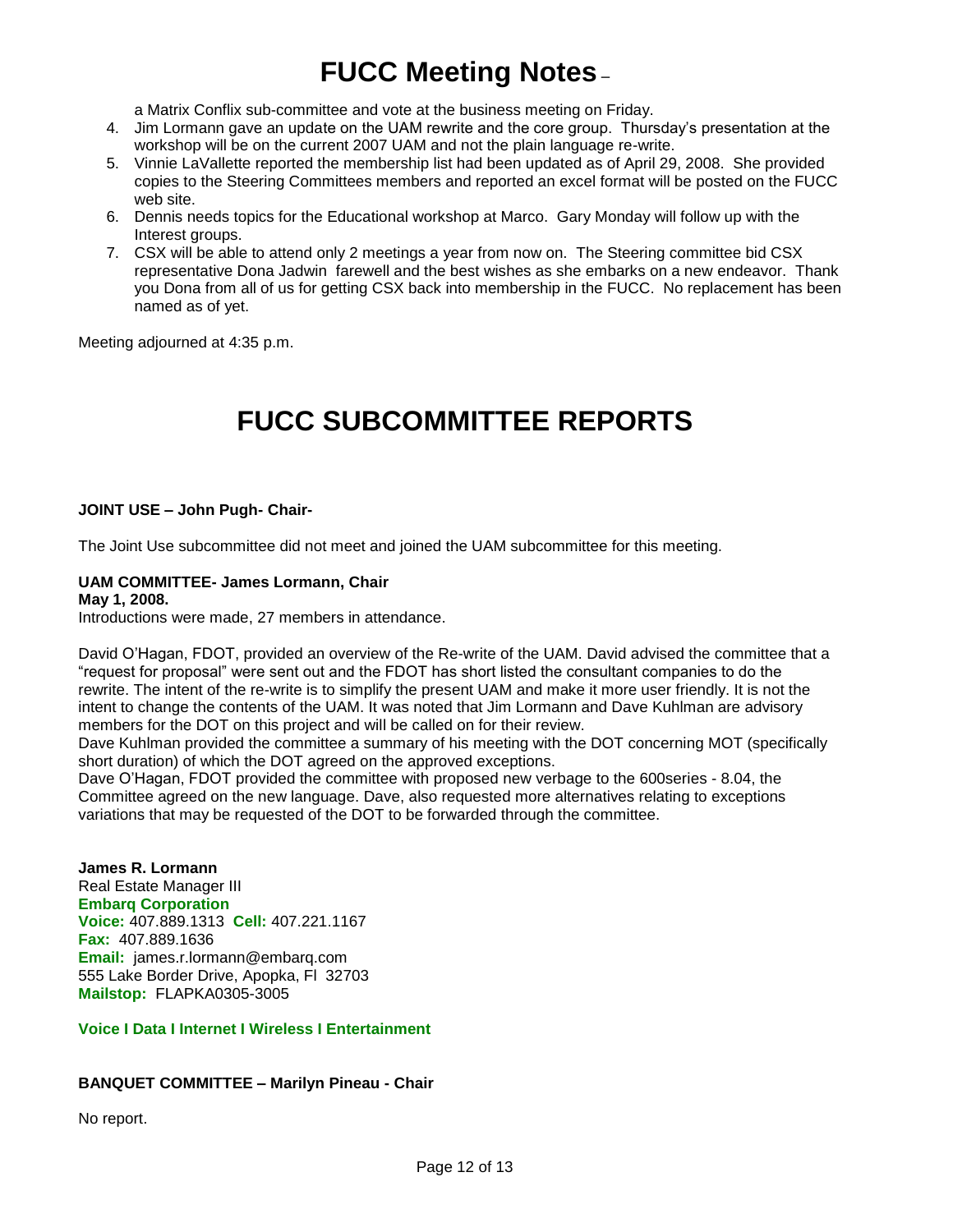a Matrix Conflix sub-committee and vote at the business meeting on Friday.

4. Jim Lormann gave an update on the UAM rewrite and the core group. Thursday's presentation at the workshop will be on the current 2007 UAM and not the plain language re-write.
5. Vinnie LaVallette reported the membership list had been updated as of April 29, 2008. She provided copies to the Steering Committees members and reported an excel format will be posted on the FUCC web site.
6. Dennis needs topics for the Educational workshop at Marco. Gary Monday will follow up with the Interest groups.
7. CSX will be able to attend only 2 meetings a year from now on. The Steering committee bid CSX representative Dona Jadwin farewell and the best wishes as she embarks on a new endeavor. Thank you Dona from all of us for getting CSX back into membership in the FUCC. No replacement has been named as of yet.

Meeting adjourned at 4:35 p.m.

# FUCC SUBCOMMITTEE REPORTS

**JOINT USE – John Pugh- Chair-**

The Joint Use subcommittee did not meet and joined the UAM subcommittee for this meeting.

**UAM COMMITTEE- James Lormann, Chair**
**May 1, 2008.**
Introductions were made, 27 members in attendance.

David O'Hagan, FDOT, provided an overview of the Re-write of the UAM. David advised the committee that a "request for proposal" were sent out and the FDOT has short listed the consultant companies to do the rewrite. The intent of the re-write is to simplify the present UAM and make it more user friendly. It is not the intent to change the contents of the UAM. It was noted that Jim Lormann and Dave Kuhlman are advisory members for the DOT on this project and will be called on for their review.
Dave Kuhlman provided the committee a summary of his meeting with the DOT concerning MOT (specifically short duration) of which the DOT agreed on the approved exceptions.
Dave O'Hagan, FDOT provided the committee with proposed new verbage to the 600series - 8.04, the Committee agreed on the new language. Dave, also requested more alternatives relating to exceptions variations that may be requested of the DOT to be forwarded through the committee.

**James R. Lormann**
Real Estate Manager III
**Embarq Corporation**
**Voice:** 407.889.1313 **Cell:** 407.221.1167
**Fax:** 407.889.1636
**Email:** james.r.lormann@embarq.com
555 Lake Border Drive, Apopka, Fl 32703
**Mailstop:** FLAPKA0305-3005

**Voice I Data I Internet I Wireless I Entertainment**

**BANQUET COMMITTEE – Marilyn Pineau - Chair**

No report.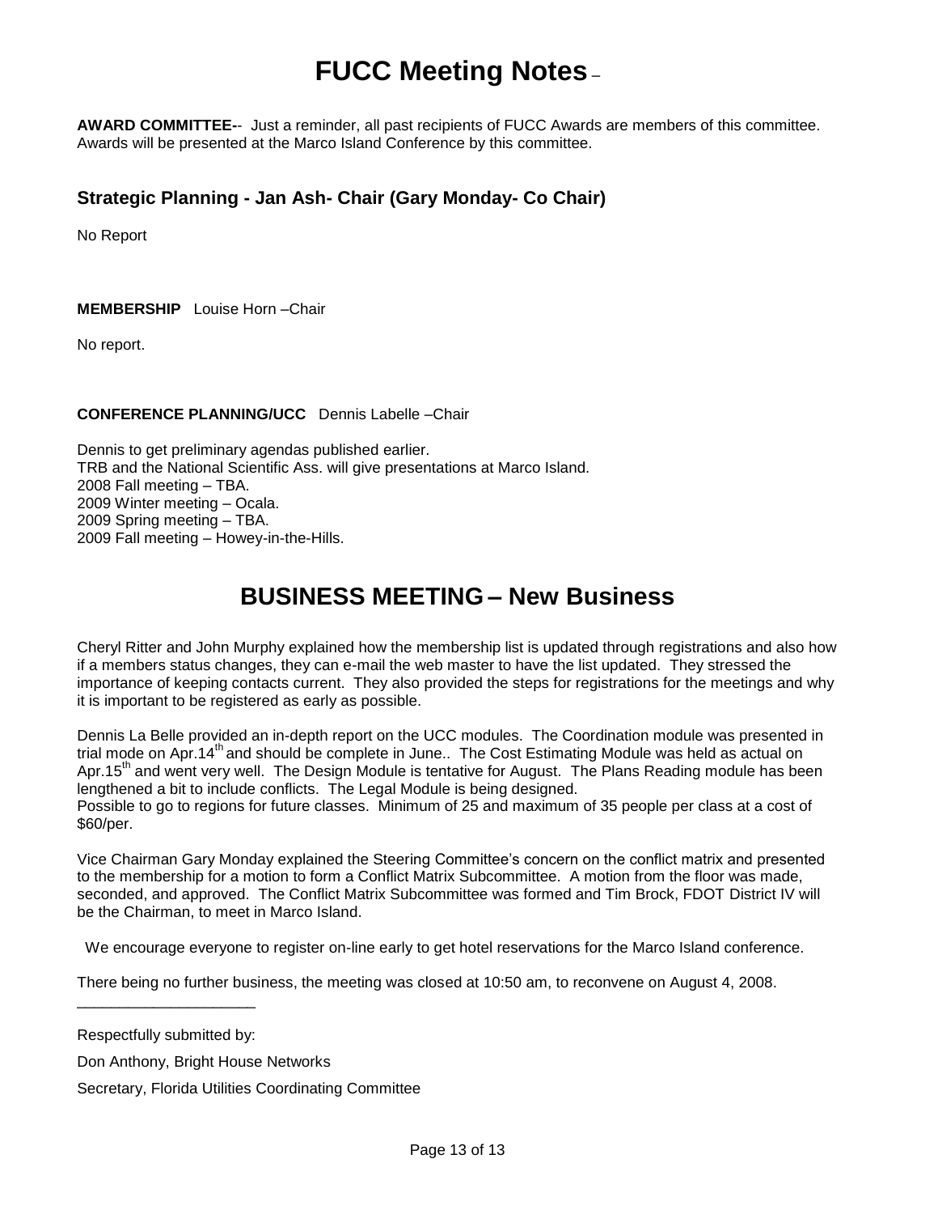# FUCC Meeting Notes –

**AWARD COMMITTEE--** Just a reminder, all past recipients of FUCC Awards are members of this committee. Awards will be presented at the Marco Island Conference by this committee.

### Strategic Planning - Jan Ash- Chair (Gary Monday- Co Chair)

No Report

**MEMBERSHIP** Louise Horn –Chair

No report.

**CONFERENCE PLANNING/UCC** Dennis Labelle –Chair

Dennis to get preliminary agendas published earlier.
TRB and the National Scientific Ass. will give presentations at Marco Island.
2008 Fall meeting – TBA.
2009 Winter meeting – Ocala.
2009 Spring meeting – TBA.
2009 Fall meeting – Howey-in-the-Hills.

## BUSINESS MEETING – New Business

Cheryl Ritter and John Murphy explained how the membership list is updated through registrations and also how if a members status changes, they can e-mail the web master to have the list updated. They stressed the importance of keeping contacts current. They also provided the steps for registrations for the meetings and why it is important to be registered as early as possible.

Dennis La Belle provided an in-depth report on the UCC modules. The Coordination module was presented in trial mode on Apr.14th and should be complete in June.. The Cost Estimating Module was held as actual on Apr.15th and went very well. The Design Module is tentative for August. The Plans Reading module has been lengthened a bit to include conflicts. The Legal Module is being designed.
Possible to go to regions for future classes. Minimum of 25 and maximum of 35 people per class at a cost of $60/per.

Vice Chairman Gary Monday explained the Steering Committee's concern on the conflict matrix and presented to the membership for a motion to form a Conflict Matrix Subcommittee. A motion from the floor was made, seconded, and approved. The Conflict Matrix Subcommittee was formed and Tim Brock, FDOT District IV will be the Chairman, to meet in Marco Island.

We encourage everyone to register on-line early to get hotel reservations for the Marco Island conference.

There being no further business, the meeting was closed at 10:50 am, to reconvene on August 4, 2008.

_____________________

Respectfully submitted by:

Don Anthony, Bright House Networks

Secretary, Florida Utilities Coordinating Committee